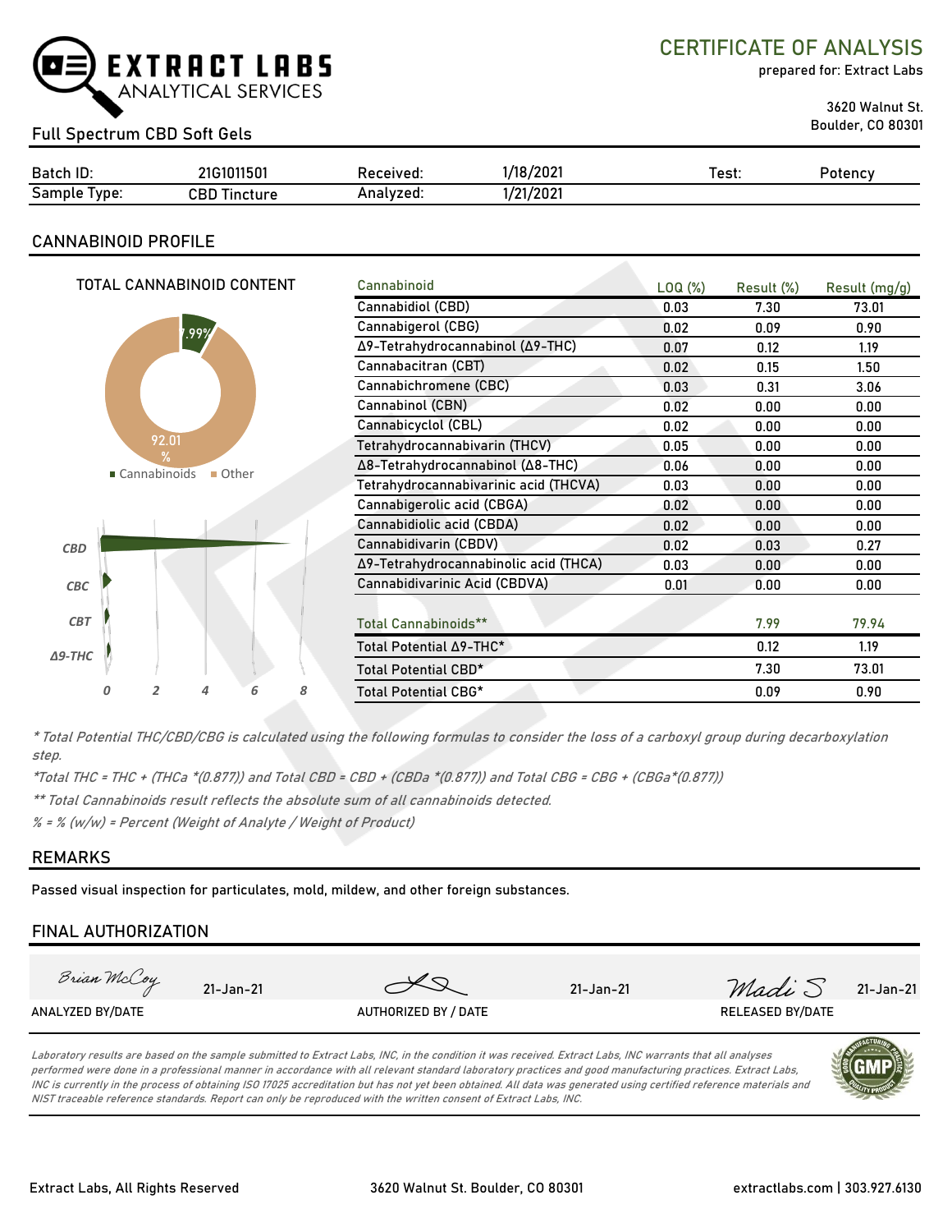EXTRACT LABS ANALYTICAL SERVICES

# CERTIFICATE OF ANALYSIS

prepared for: Extract Labs

3620 Walnut St.
Boulder, CO 80301

## Full Spectrum CBD Soft Gels

| Batch ID: | 21G1011501 | Received: | 1/18/2021 | Test: | Potency |
|---|---|---|---|---|---|
| Sample Type: | CBD Tincture | Analyzed: | 1/21/2021 | | |

## CANNABINOID PROFILE

TOTAL CANNABINOID CONTENT

7.99% Cannabinoids, 92.01% Other

| Cannabinoid | LOQ (%) | Result (%) | Result (mg/g) |
|---|---|---|---|
| Cannabidiol (CBD) | 0.03 | 7.30 | 73.01 |
| Cannabigerol (CBG) | 0.02 | 0.09 | 0.90 |
| Δ9-Tetrahydrocannabinol (Δ9-THC) | 0.07 | 0.12 | 1.19 |
| Cannabacitran (CBT) | 0.02 | 0.15 | 1.50 |
| Cannabichromene (CBC) | 0.03 | 0.31 | 3.06 |
| Cannabinol (CBN) | 0.02 | 0.00 | 0.00 |
| Cannabicyclol (CBL) | 0.02 | 0.00 | 0.00 |
| Tetrahydrocannabivarin (THCV) | 0.05 | 0.00 | 0.00 |
| Δ8-Tetrahydrocannabinol (Δ8-THC) | 0.06 | 0.00 | 0.00 |
| Tetrahydrocannabivarinic acid (THCVA) | 0.03 | 0.00 | 0.00 |
| Cannabigerolic acid (CBGA) | 0.02 | 0.00 | 0.00 |
| Cannabidiolic acid (CBDA) | 0.02 | 0.00 | 0.00 |
| Cannabidivarin (CBDV) | 0.02 | 0.03 | 0.27 |
| Δ9-Tetrahydrocannabinolic acid (THCA) | 0.03 | 0.00 | 0.00 |
| Cannabidivarinic Acid (CBDVA) | 0.01 | 0.00 | 0.00 |
| Total Cannabinoids** | | 7.99 | 79.94 |
| Total Potential Δ9-THC* | | 0.12 | 1.19 |
| Total Potential CBD* | | 7.30 | 73.01 |
| Total Potential CBG* | | 0.09 | 0.90 |

*\* Total Potential THC/CBD/CBG is calculated using the following formulas to consider the loss of a carboxyl group during decarboxylation step.*

*\*Total THC = THC + (THCa \*(0.877)) and Total CBD = CBD + (CBDa \*(0.877)) and Total CBG = CBG + (CBGa\*(0.877))*

*\*\* Total Cannabinoids result reflects the absolute sum of all cannabinoids detected.*

*% = % (w/w) = Percent (Weight of Analyte / Weight of Product)*

## REMARKS

Passed visual inspection for particulates, mold, mildew, and other foreign substances.

## FINAL AUTHORIZATION

| Brian McCoy 21-Jan-21 | 21-Jan-21 | Madi S 21-Jan-21 |
|---|---|---|
| ANALYZED BY/DATE | AUTHORIZED BY / DATE | RELEASED BY/DATE |

*Laboratory results are based on the sample submitted to Extract Labs, INC, in the condition it was received. Extract Labs, INC warrants that all analyses performed were done in a professional manner in accordance with all relevant standard laboratory practices and good manufacturing practices. Extract Labs, INC is currently in the process of obtaining ISO 17025 accreditation but has not yet been obtained. All data was generated using certified reference materials and NIST traceable reference standards. Report can only be reproduced with the written consent of Extract Labs, INC.*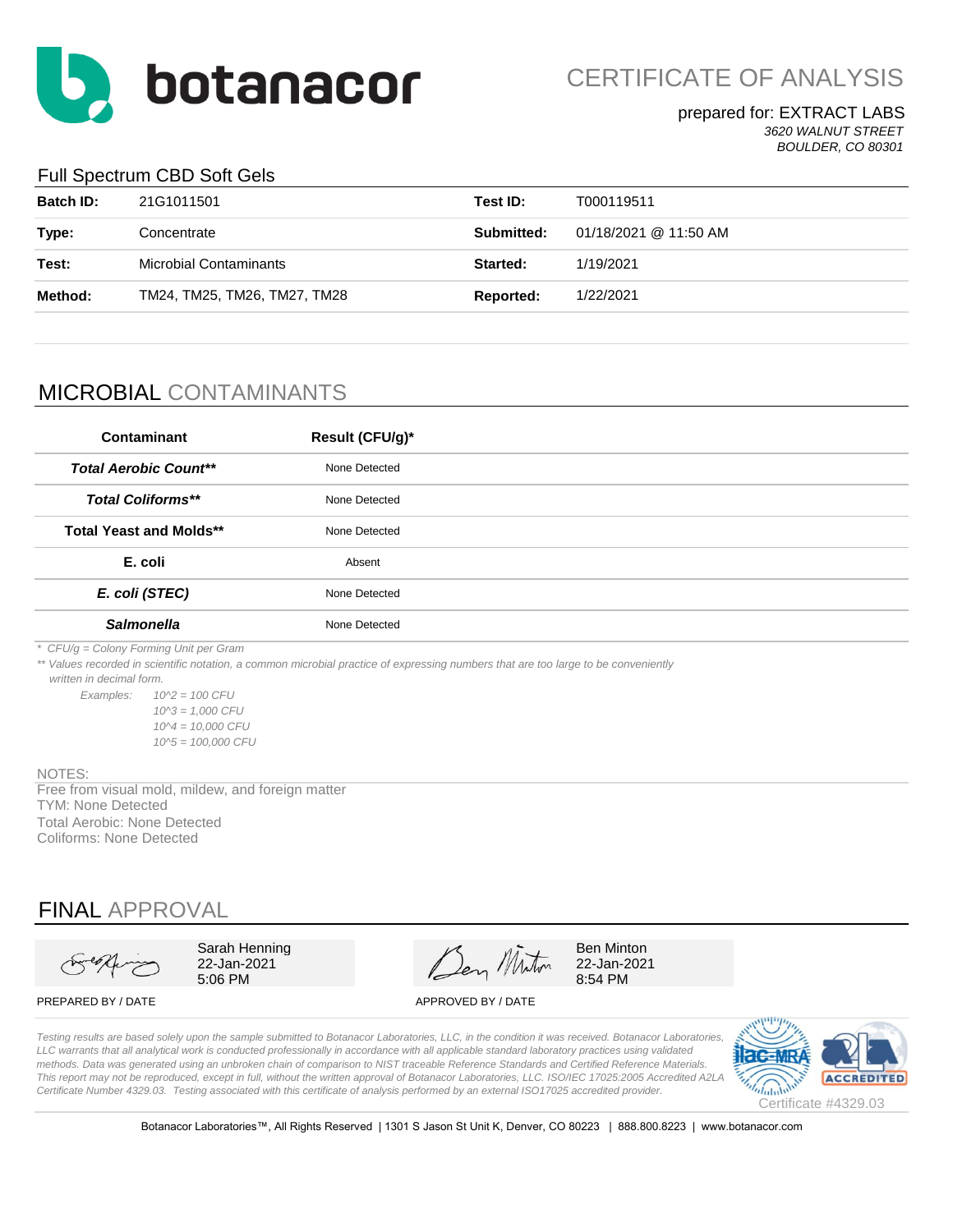# botanacor

## CERTIFICATE OF ANALYSIS

prepared for: EXTRACT LABS
*3620 WALNUT STREET*
*BOULDER, CO 80301*

### Full Spectrum CBD Soft Gels

| | | | |
|---|---|---|---|
| **Batch ID:** | 21G1011501 | **Test ID:** | T000119511 |
| **Type:** | Concentrate | **Submitted:** | 01/18/2021 @ 11:50 AM |
| **Test:** | Microbial Contaminants | **Started:** | 1/19/2021 |
| **Method:** | TM24, TM25, TM26, TM27, TM28 | **Reported:** | 1/22/2021 |

## MICROBIAL CONTAMINANTS

| Contaminant | Result (CFU/g)* |
|---|---|
| ***Total Aerobic Count**** | None Detected |
| ***Total Coliforms**** | None Detected |
| **Total Yeast and Molds**** | None Detected |
| **E. coli** | Absent |
| ***E. coli (STEC)*** | None Detected |
| ***Salmonella*** | None Detected |

*\* CFU/g = Colony Forming Unit per Gram*

*\*\* Values recorded in scientific notation, a common microbial practice of expressing numbers that are too large to be conveniently written in decimal form.*

*Examples:*
*10^2 = 100 CFU*
*10^3 = 1,000 CFU*
*10^4 = 10,000 CFU*
*10^5 = 100,000 CFU*

NOTES:
Free from visual mold, mildew, and foreign matter
TYM: None Detected
Total Aerobic: None Detected
Coliforms: None Detected

## FINAL APPROVAL

| PREPARED BY / DATE | APPROVED BY / DATE |
|---|---|
| Sarah Henning 22-Jan-2021 5:06 PM | Ben Minton 22-Jan-2021 8:54 PM |

*Testing results are based solely upon the sample submitted to Botanacor Laboratories, LLC, in the condition it was received. Botanacor Laboratories, LLC warrants that all analytical work is conducted professionally in accordance with all applicable standard laboratory practices using validated methods. Data was generated using an unbroken chain of comparison to NIST traceable Reference Standards and Certified Reference Materials. This report may not be reproduced, except in full, without the written approval of Botanacor Laboratories, LLC. ISO/IEC 17025:2005 Accredited A2LA Certificate Number 4329.03. Testing associated with this certificate of analysis performed by an external ISO17025 accredited provider.*

ilac-MRA A2LA ACCREDITED
Certificate #4329.03

Botanacor Laboratories™, All Rights Reserved | 1301 S Jason St Unit K, Denver, CO 80223 | 888.800.8223 | www.botanacor.com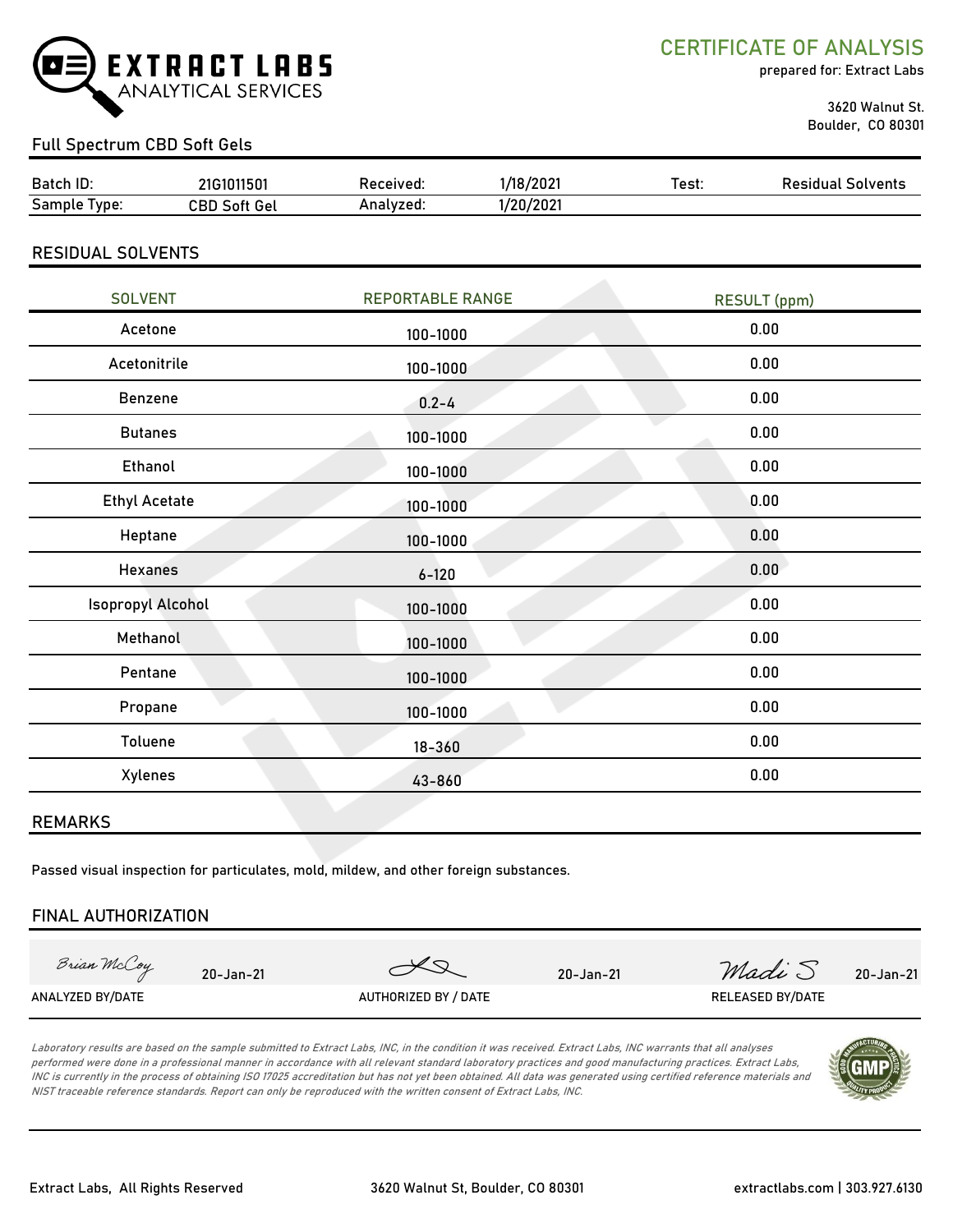EXTRACT LABS
ANALYTICAL SERVICES

# CERTIFICATE OF ANALYSIS

prepared for: Extract Labs

3620 Walnut St.
Boulder, CO 80301

## Full Spectrum CBD Soft Gels

| Batch ID: | 21G1011501 | Received: | 1/18/2021 | Test: | Residual Solvents |
|---|---|---|---|---|---|
| Sample Type: | CBD Soft Gel | Analyzed: | 1/20/2021 | | |

## RESIDUAL SOLVENTS

| SOLVENT | REPORTABLE RANGE | RESULT (ppm) |
|---|---|---|
| Acetone | 100-1000 | 0.00 |
| Acetonitrile | 100-1000 | 0.00 |
| Benzene | 0.2-4 | 0.00 |
| Butanes | 100-1000 | 0.00 |
| Ethanol | 100-1000 | 0.00 |
| Ethyl Acetate | 100-1000 | 0.00 |
| Heptane | 100-1000 | 0.00 |
| Hexanes | 6-120 | 0.00 |
| Isopropyl Alcohol | 100-1000 | 0.00 |
| Methanol | 100-1000 | 0.00 |
| Pentane | 100-1000 | 0.00 |
| Propane | 100-1000 | 0.00 |
| Toluene | 18-360 | 0.00 |
| Xylenes | 43-860 | 0.00 |

## REMARKS

Passed visual inspection for particulates, mold, mildew, and other foreign substances.

## FINAL AUTHORIZATION

| Brian McCoy 20-Jan-21 | (signature) 20-Jan-21 | Madi S 20-Jan-21 |
|---|---|---|
| ANALYZED BY/DATE | AUTHORIZED BY / DATE | RELEASED BY/DATE |

*Laboratory results are based on the sample submitted to Extract Labs, INC, in the condition it was received. Extract Labs, INC warrants that all analyses performed were done in a professional manner in accordance with all relevant standard laboratory practices and good manufacturing practices. Extract Labs, INC is currently in the process of obtaining ISO 17025 accreditation but has not yet been obtained. All data was generated using certified reference materials and NIST traceable reference standards. Report can only be reproduced with the written consent of Extract Labs, INC.*

Extract Labs, All Rights Reserved | 3620 Walnut St, Boulder, CO 80301 | extractlabs.com | 303.927.6130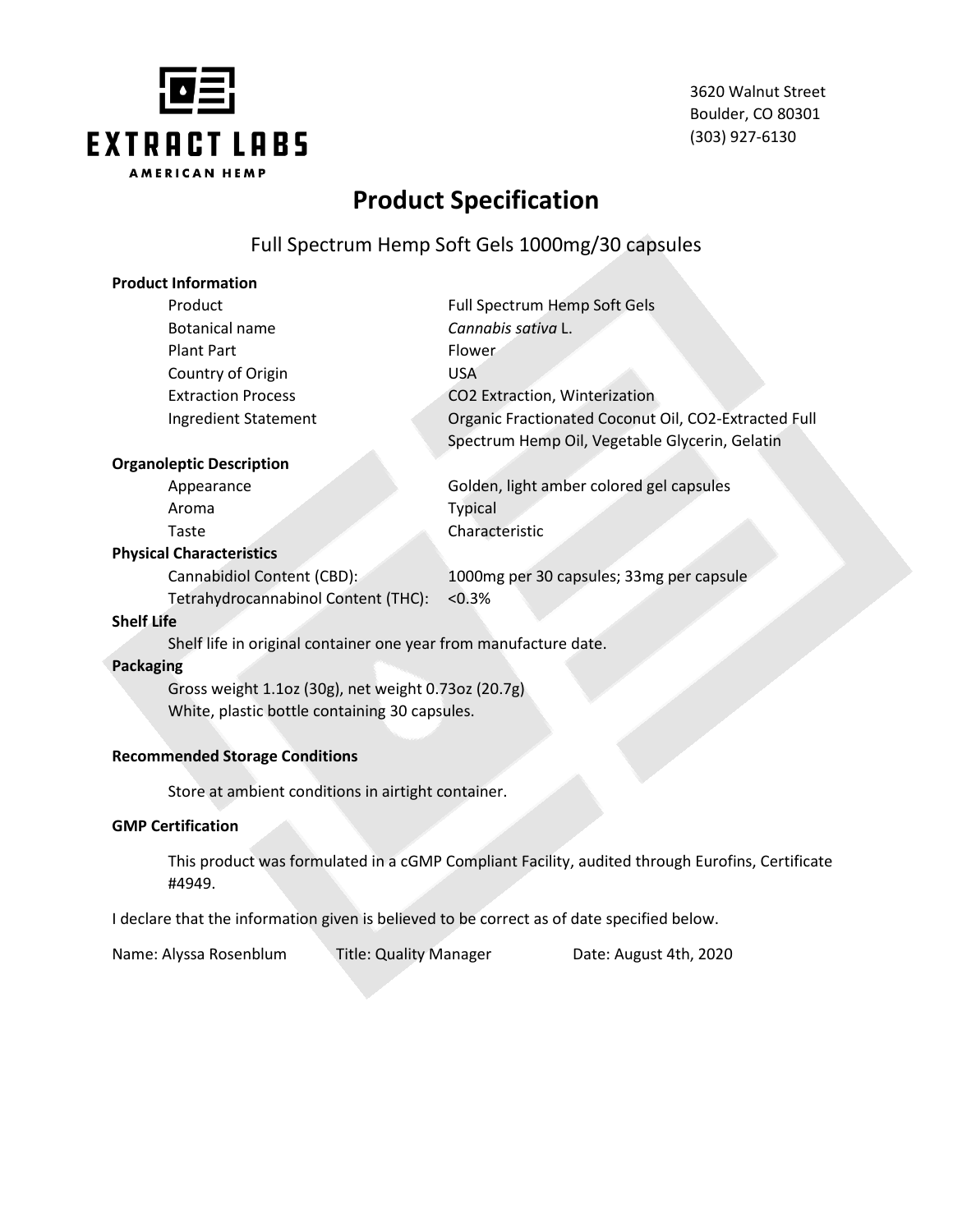EXTRACT LABS

AMERICAN HEMP

3620 Walnut Street
Boulder, CO 80301
(303) 927-6130

# Product Specification

## Full Spectrum Hemp Soft Gels 1000mg/30 capsules

**Product Information**

| | |
|---|---|
| Product | Full Spectrum Hemp Soft Gels |
| Botanical name | *Cannabis sativa* L. |
| Plant Part | Flower |
| Country of Origin | USA |
| Extraction Process | $CO_2$ Extraction, Winterization |
| Ingredient Statement | Organic Fractionated Coconut Oil, $CO_2$-Extracted Full Spectrum Hemp Oil, Vegetable Glycerin, Gelatin |

**Organoleptic Description**

| | |
|---|---|
| Appearance | Golden, light amber colored gel capsules |
| Aroma | Typical |
| Taste | Characteristic |

**Physical Characteristics**

| | |
|---|---|
| Cannabidiol Content (CBD): | 1000mg per 30 capsules; 33mg per capsule |
| Tetrahydrocannabinol Content (THC): | <0.3% |

**Shelf Life**

Shelf life in original container one year from manufacture date.

**Packaging**

Gross weight 1.1oz (30g), net weight 0.73oz (20.7g)
White, plastic bottle containing 30 capsules.

**Recommended Storage Conditions**

Store at ambient conditions in airtight container.

**GMP Certification**

This product was formulated in a cGMP Compliant Facility, audited through Eurofins, Certificate #4949.

I declare that the information given is believed to be correct as of date specified below.

Name: Alyssa Rosenblum Title: Quality Manager Date: August 4th, 2020